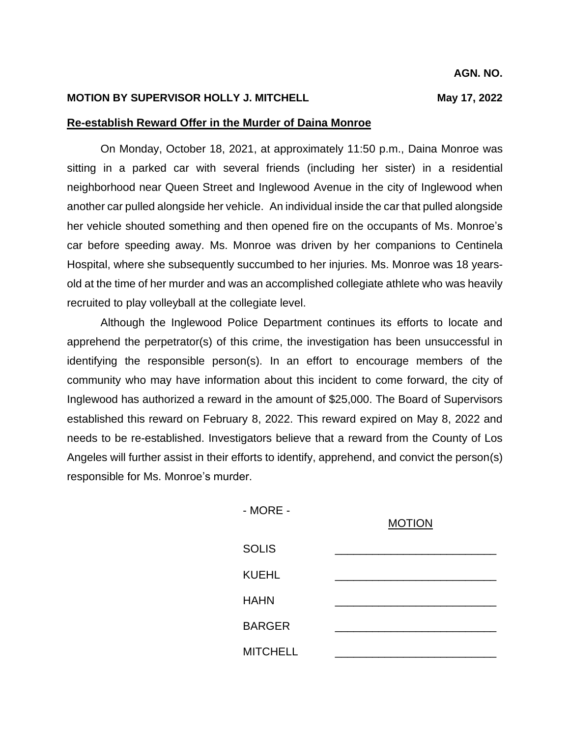**AGN. NO.**

**MOTION BY SUPERVISOR HOLLY J. MITCHELL** **May 17, 2022**

**Re-establish Reward Offer in the Murder of Daina Monroe**

On Monday, October 18, 2021, at approximately 11:50 p.m., Daina Monroe was sitting in a parked car with several friends (including her sister) in a residential neighborhood near Queen Street and Inglewood Avenue in the city of Inglewood when another car pulled alongside her vehicle. An individual inside the car that pulled alongside her vehicle shouted something and then opened fire on the occupants of Ms. Monroe's car before speeding away. Ms. Monroe was driven by her companions to Centinela Hospital, where she subsequently succumbed to her injuries. Ms. Monroe was 18 years-old at the time of her murder and was an accomplished collegiate athlete who was heavily recruited to play volleyball at the collegiate level.

Although the Inglewood Police Department continues its efforts to locate and apprehend the perpetrator(s) of this crime, the investigation has been unsuccessful in identifying the responsible person(s). In an effort to encourage members of the community who may have information about this incident to come forward, the city of Inglewood has authorized a reward in the amount of $25,000. The Board of Supervisors established this reward on February 8, 2022. This reward expired on May 8, 2022 and needs to be re-established. Investigators believe that a reward from the County of Los Angeles will further assist in their efforts to identify, apprehend, and convict the person(s) responsible for Ms. Monroe's murder.

- MORE -

| | MOTION |
|---|---|
| SOLIS | ______________________ |
| KUEHL | ______________________ |
| HAHN | ______________________ |
| BARGER | ______________________ |
| MITCHELL | ______________________ |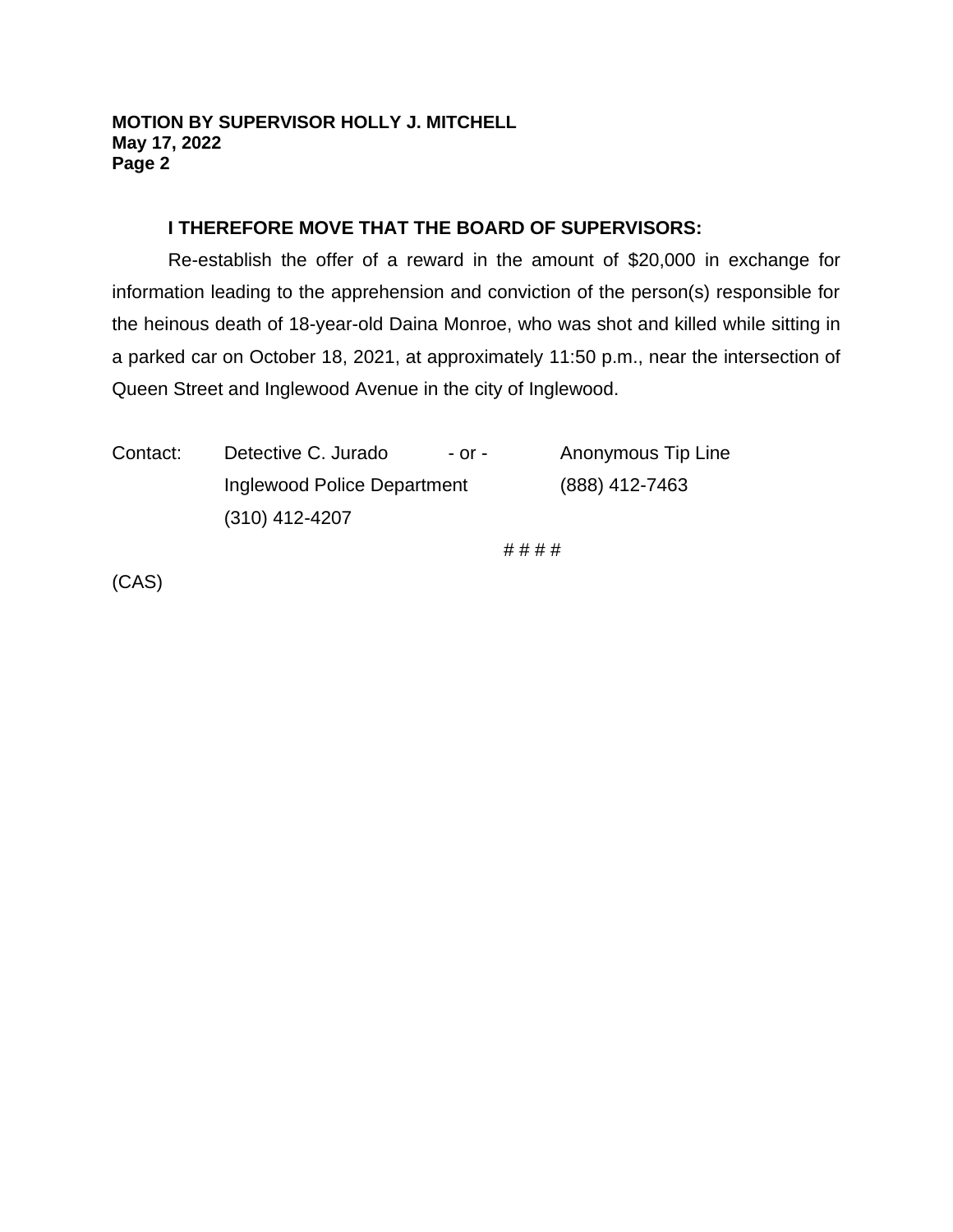**I THEREFORE MOVE THAT THE BOARD OF SUPERVISORS:**

Re-establish the offer of a reward in the amount of $20,000 in exchange for information leading to the apprehension and conviction of the person(s) responsible for the heinous death of 18-year-old Daina Monroe, who was shot and killed while sitting in a parked car on October 18, 2021, at approximately 11:50 p.m., near the intersection of Queen Street and Inglewood Avenue in the city of Inglewood.

| | | | |
|---|---|---|---|
| Contact: | Detective C. Jurado | - or - | Anonymous Tip Line |
| | Inglewood Police Department | | (888) 412-7463 |
| | (310) 412-4207 | | |

# # # #

(CAS)